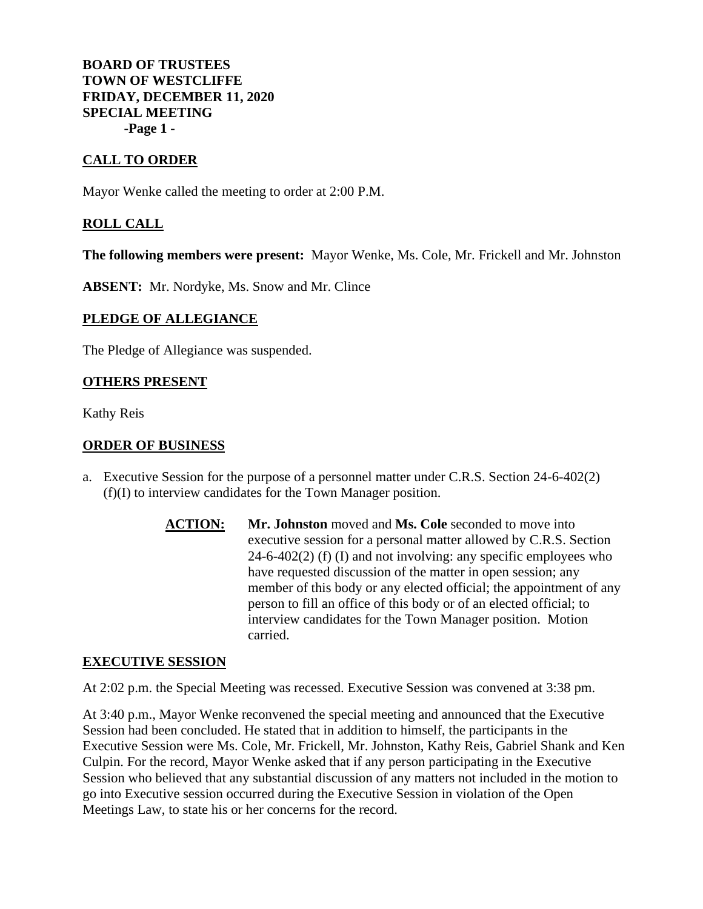**BOARD OF TRUSTEES**
**TOWN OF WESTCLIFFE**
**FRIDAY, DECEMBER 11, 2020**
**SPECIAL MEETING**

## CALL TO ORDER

Mayor Wenke called the meeting to order at 2:00 P.M.

## ROLL CALL

**The following members were present:** Mayor Wenke, Ms. Cole, Mr. Frickell and Mr. Johnston

**ABSENT:** Mr. Nordyke, Ms. Snow and Mr. Clince

## PLEDGE OF ALLEGIANCE

The Pledge of Allegiance was suspended.

## OTHERS PRESENT

Kathy Reis

## ORDER OF BUSINESS

a. Executive Session for the purpose of a personnel matter under C.R.S. Section 24-6-402(2) (f)(I) to interview candidates for the Town Manager position.

> **ACTION:** **Mr. Johnston** moved and **Ms. Cole** seconded to move into executive session for a personal matter allowed by C.R.S. Section 24-6-402(2) (f) (I) and not involving: any specific employees who have requested discussion of the matter in open session; any member of this body or any elected official; the appointment of any person to fill an office of this body or of an elected official; to interview candidates for the Town Manager position. Motion carried.

## EXECUTIVE SESSION

At 2:02 p.m. the Special Meeting was recessed. Executive Session was convened at 3:38 pm.

At 3:40 p.m., Mayor Wenke reconvened the special meeting and announced that the Executive Session had been concluded. He stated that in addition to himself, the participants in the Executive Session were Ms. Cole, Mr. Frickell, Mr. Johnston, Kathy Reis, Gabriel Shank and Ken Culpin. For the record, Mayor Wenke asked that if any person participating in the Executive Session who believed that any substantial discussion of any matters not included in the motion to go into Executive session occurred during the Executive Session in violation of the Open Meetings Law, to state his or her concerns for the record.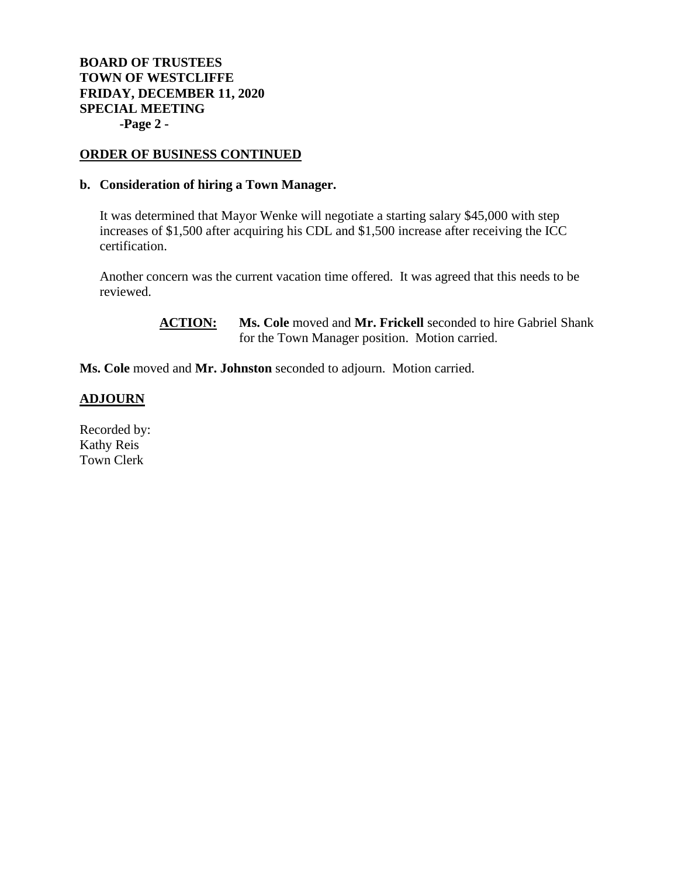**ORDER OF BUSINESS CONTINUED**

**b. Consideration of hiring a Town Manager.**

It was determined that Mayor Wenke will negotiate a starting salary $45,000 with step increases of $1,500 after acquiring his CDL and $1,500 increase after receiving the ICC certification.

Another concern was the current vacation time offered. It was agreed that this needs to be reviewed.

**ACTION:** **Ms. Cole** moved and **Mr. Frickell** seconded to hire Gabriel Shank for the Town Manager position. Motion carried.

**Ms. Cole** moved and **Mr. Johnston** seconded to adjourn. Motion carried.

**ADJOURN**

Recorded by:
Kathy Reis
Town Clerk